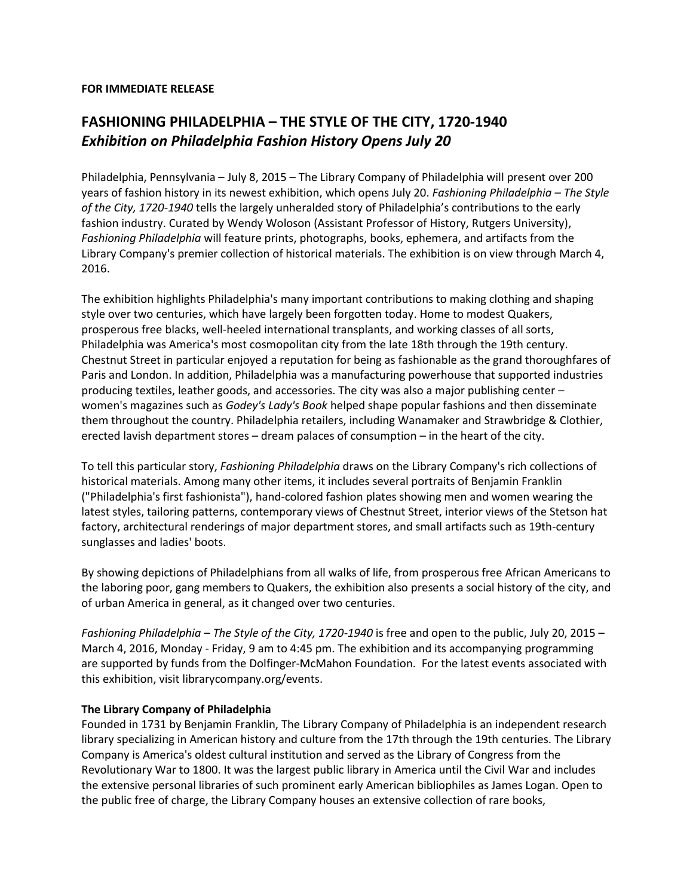**FOR IMMEDIATE RELEASE**

# FASHIONING PHILADELPHIA – THE STYLE OF THE CITY, 1720-1940

## *Exhibition on Philadelphia Fashion History Opens July 20*

Philadelphia, Pennsylvania – July 8, 2015 – The Library Company of Philadelphia will present over 200 years of fashion history in its newest exhibition, which opens July 20. *Fashioning Philadelphia – The Style of the City, 1720-1940* tells the largely unheralded story of Philadelphia's contributions to the early fashion industry. Curated by Wendy Woloson (Assistant Professor of History, Rutgers University), *Fashioning Philadelphia* will feature prints, photographs, books, ephemera, and artifacts from the Library Company's premier collection of historical materials. The exhibition is on view through March 4, 2016.

The exhibition highlights Philadelphia's many important contributions to making clothing and shaping style over two centuries, which have largely been forgotten today. Home to modest Quakers, prosperous free blacks, well-heeled international transplants, and working classes of all sorts, Philadelphia was America's most cosmopolitan city from the late 18th through the 19th century. Chestnut Street in particular enjoyed a reputation for being as fashionable as the grand thoroughfares of Paris and London. In addition, Philadelphia was a manufacturing powerhouse that supported industries producing textiles, leather goods, and accessories. The city was also a major publishing center – women's magazines such as *Godey's Lady's Book* helped shape popular fashions and then disseminate them throughout the country. Philadelphia retailers, including Wanamaker and Strawbridge & Clothier, erected lavish department stores – dream palaces of consumption – in the heart of the city.

To tell this particular story, *Fashioning Philadelphia* draws on the Library Company's rich collections of historical materials. Among many other items, it includes several portraits of Benjamin Franklin ("Philadelphia's first fashionista"), hand-colored fashion plates showing men and women wearing the latest styles, tailoring patterns, contemporary views of Chestnut Street, interior views of the Stetson hat factory, architectural renderings of major department stores, and small artifacts such as 19th-century sunglasses and ladies' boots.

By showing depictions of Philadelphians from all walks of life, from prosperous free African Americans to the laboring poor, gang members to Quakers, the exhibition also presents a social history of the city, and of urban America in general, as it changed over two centuries.

*Fashioning Philadelphia – The Style of the City, 1720-1940* is free and open to the public, July 20, 2015 – March 4, 2016, Monday - Friday, 9 am to 4:45 pm. The exhibition and its accompanying programming are supported by funds from the Dolfinger-McMahon Foundation. For the latest events associated with this exhibition, visit librarycompany.org/events.

**The Library Company of Philadelphia**

Founded in 1731 by Benjamin Franklin, The Library Company of Philadelphia is an independent research library specializing in American history and culture from the 17th through the 19th centuries. The Library Company is America's oldest cultural institution and served as the Library of Congress from the Revolutionary War to 1800. It was the largest public library in America until the Civil War and includes the extensive personal libraries of such prominent early American bibliophiles as James Logan. Open to the public free of charge, the Library Company houses an extensive collection of rare books,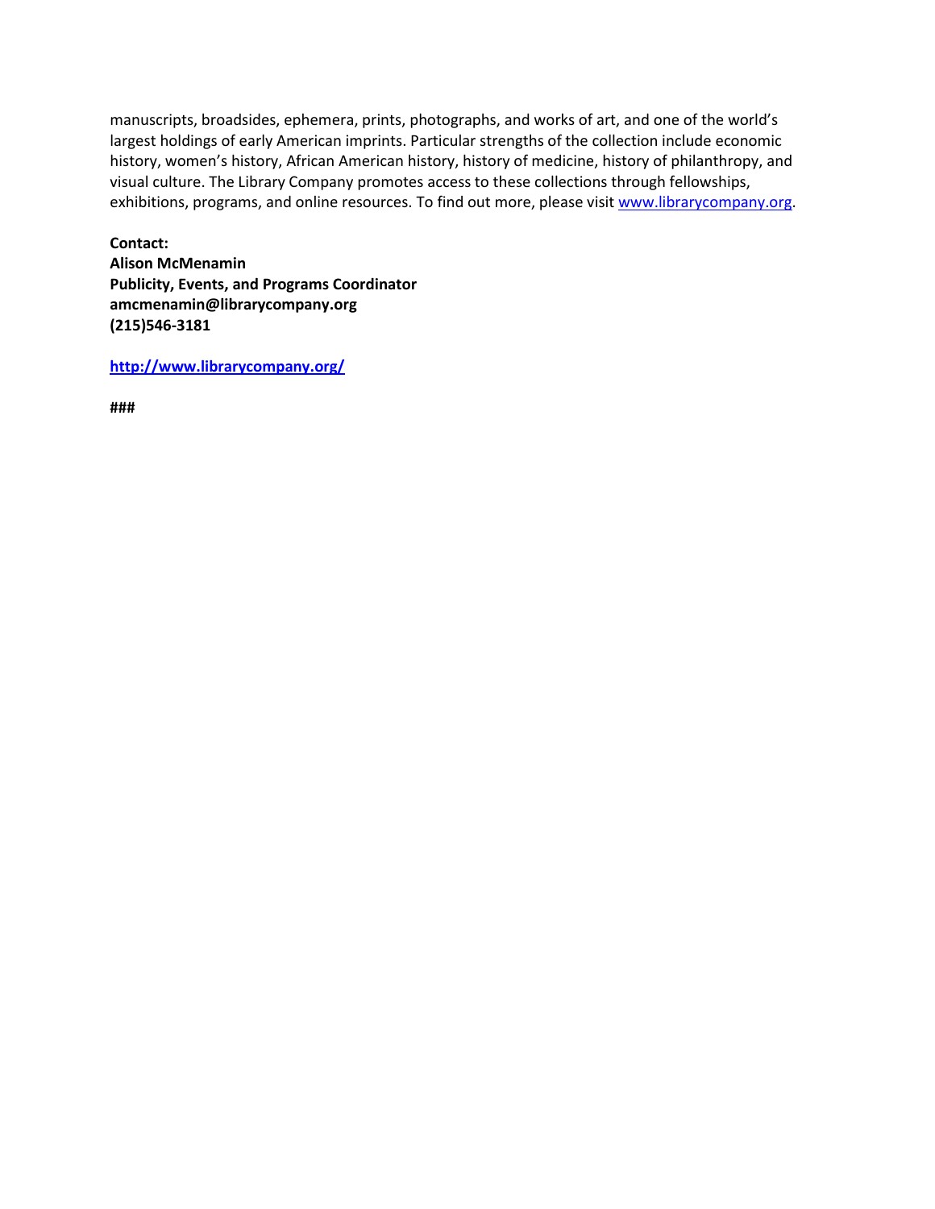manuscripts, broadsides, ephemera, prints, photographs, and works of art, and one of the world's largest holdings of early American imprints. Particular strengths of the collection include economic history, women's history, African American history, history of medicine, history of philanthropy, and visual culture. The Library Company promotes access to these collections through fellowships, exhibitions, programs, and online resources. To find out more, please visit www.librarycompany.org.

**Contact:**
**Alison McMenamin**
**Publicity, Events, and Programs Coordinator**
**amcmenamin@librarycompany.org**
**(215)546-3181**

**http://www.librarycompany.org/**

**###**